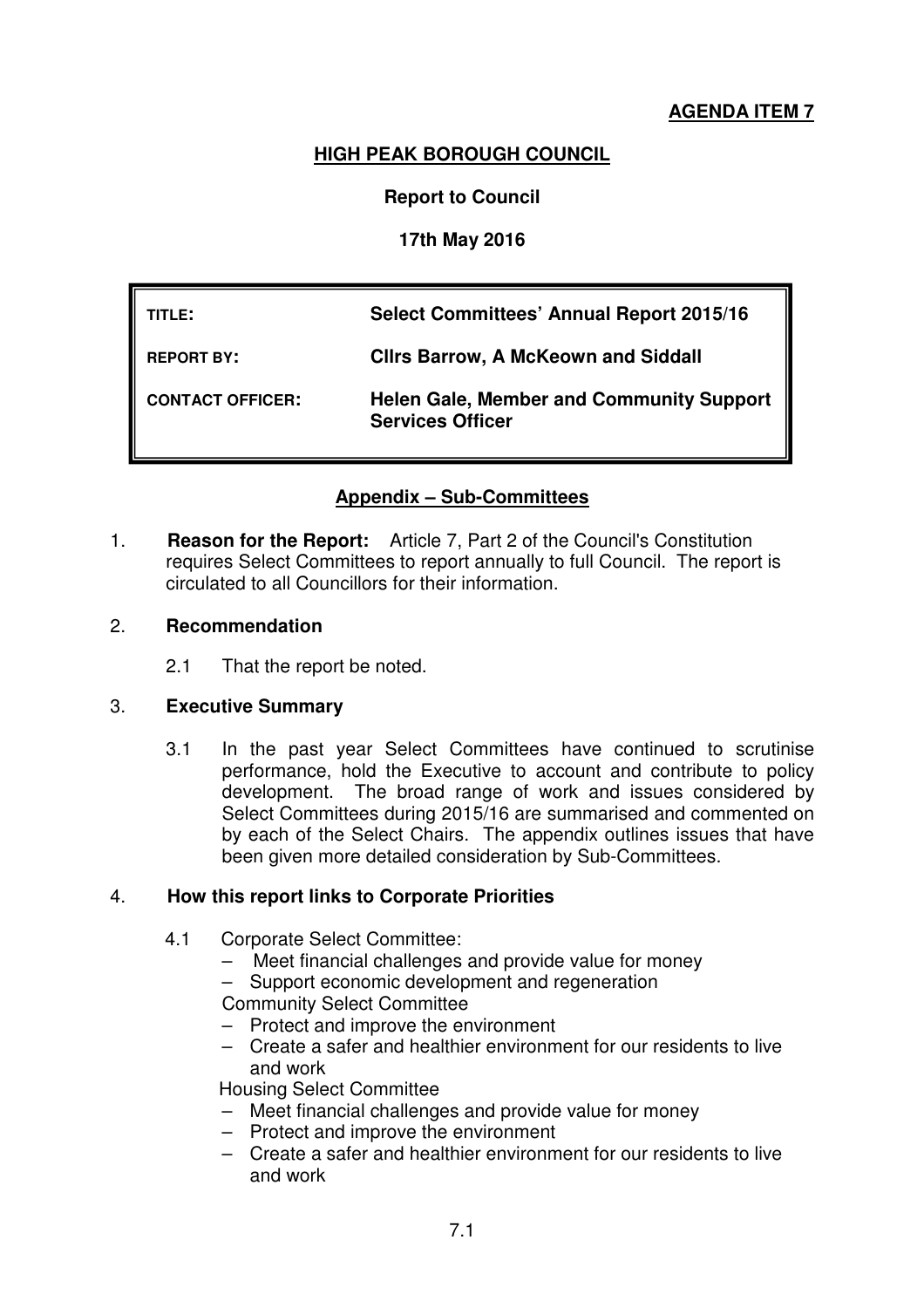**AGENDA ITEM 7**

# HIGH PEAK BOROUGH COUNCIL

**Report to Council**

**17th May 2016**

| | |
|---|---|
| **TITLE:** | **Select Committees' Annual Report 2015/16** |
| **REPORT BY:** | **Cllrs Barrow, A McKeown and Siddall** |
| **CONTACT OFFICER:** | **Helen Gale, Member and Community Support Services Officer** |

**Appendix – Sub-Committees**

1. **Reason for the Report:** Article 7, Part 2 of the Council's Constitution requires Select Committees to report annually to full Council. The report is circulated to all Councillors for their information.

2. **Recommendation**

   2.1 That the report be noted.

3. **Executive Summary**

   3.1 In the past year Select Committees have continued to scrutinise performance, hold the Executive to account and contribute to policy development. The broad range of work and issues considered by Select Committees during 2015/16 are summarised and commented on by each of the Select Chairs. The appendix outlines issues that have been given more detailed consideration by Sub-Committees.

4. **How this report links to Corporate Priorities**

   4.1 Corporate Select Committee:
   - Meet financial challenges and provide value for money
   - Support economic development and regeneration

   Community Select Committee
   - Protect and improve the environment
   - Create a safer and healthier environment for our residents to live and work

   Housing Select Committee
   - Meet financial challenges and provide value for money
   - Protect and improve the environment
   - Create a safer and healthier environment for our residents to live and work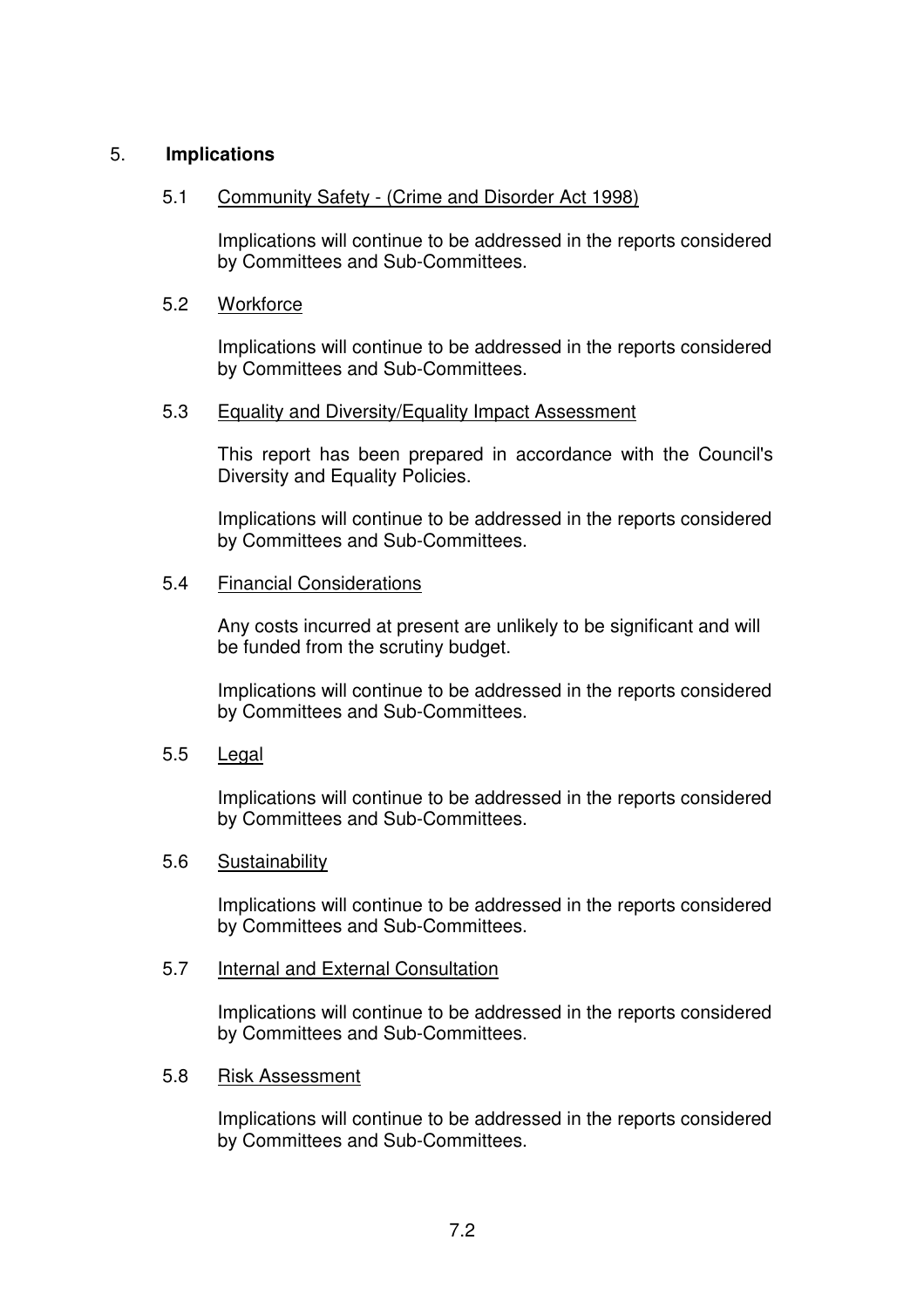## 5. **Implications**

### 5.1 Community Safety - (Crime and Disorder Act 1998)

Implications will continue to be addressed in the reports considered by Committees and Sub-Committees.

### 5.2 Workforce

Implications will continue to be addressed in the reports considered by Committees and Sub-Committees.

### 5.3 Equality and Diversity/Equality Impact Assessment

This report has been prepared in accordance with the Council's Diversity and Equality Policies.

Implications will continue to be addressed in the reports considered by Committees and Sub-Committees.

### 5.4 Financial Considerations

Any costs incurred at present are unlikely to be significant and will be funded from the scrutiny budget.

Implications will continue to be addressed in the reports considered by Committees and Sub-Committees.

### 5.5 Legal

Implications will continue to be addressed in the reports considered by Committees and Sub-Committees.

### 5.6 Sustainability

Implications will continue to be addressed in the reports considered by Committees and Sub-Committees.

### 5.7 Internal and External Consultation

Implications will continue to be addressed in the reports considered by Committees and Sub-Committees.

### 5.8 Risk Assessment

Implications will continue to be addressed in the reports considered by Committees and Sub-Committees.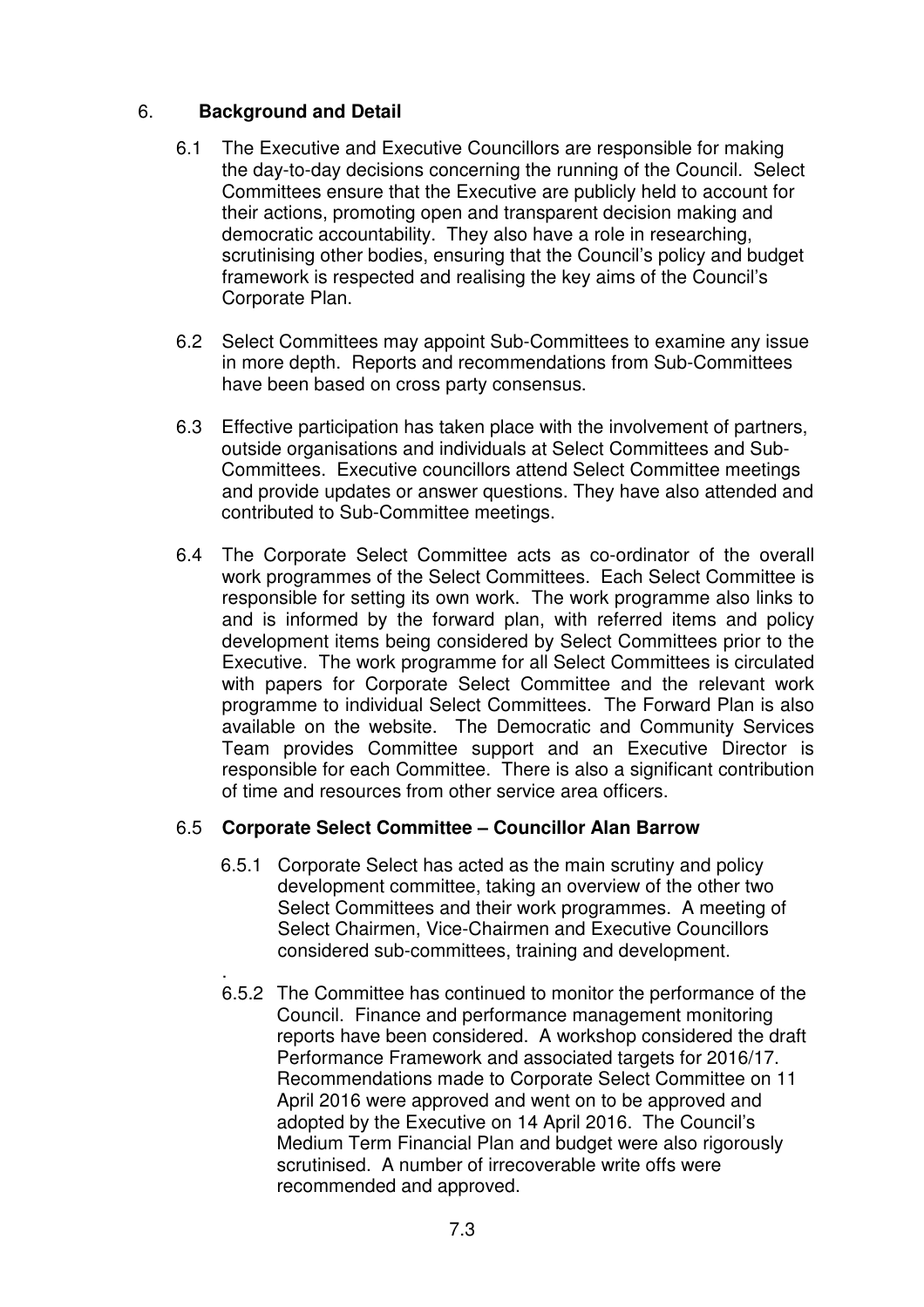## 6. **Background and Detail**

6.1 The Executive and Executive Councillors are responsible for making the day-to-day decisions concerning the running of the Council. Select Committees ensure that the Executive are publicly held to account for their actions, promoting open and transparent decision making and democratic accountability. They also have a role in researching, scrutinising other bodies, ensuring that the Council's policy and budget framework is respected and realising the key aims of the Council's Corporate Plan.

6.2 Select Committees may appoint Sub-Committees to examine any issue in more depth. Reports and recommendations from Sub-Committees have been based on cross party consensus.

6.3 Effective participation has taken place with the involvement of partners, outside organisations and individuals at Select Committees and Sub-Committees. Executive councillors attend Select Committee meetings and provide updates or answer questions. They have also attended and contributed to Sub-Committee meetings.

6.4 The Corporate Select Committee acts as co-ordinator of the overall work programmes of the Select Committees. Each Select Committee is responsible for setting its own work. The work programme also links to and is informed by the forward plan, with referred items and policy development items being considered by Select Committees prior to the Executive. The work programme for all Select Committees is circulated with papers for Corporate Select Committee and the relevant work programme to individual Select Committees. The Forward Plan is also available on the website. The Democratic and Community Services Team provides Committee support and an Executive Director is responsible for each Committee. There is also a significant contribution of time and resources from other service area officers.

### 6.5 **Corporate Select Committee – Councillor Alan Barrow**

6.5.1 Corporate Select has acted as the main scrutiny and policy development committee, taking an overview of the other two Select Committees and their work programmes. A meeting of Select Chairmen, Vice-Chairmen and Executive Councillors considered sub-committees, training and development.

.

6.5.2 The Committee has continued to monitor the performance of the Council. Finance and performance management monitoring reports have been considered. A workshop considered the draft Performance Framework and associated targets for 2016/17. Recommendations made to Corporate Select Committee on 11 April 2016 were approved and went on to be approved and adopted by the Executive on 14 April 2016. The Council's Medium Term Financial Plan and budget were also rigorously scrutinised. A number of irrecoverable write offs were recommended and approved.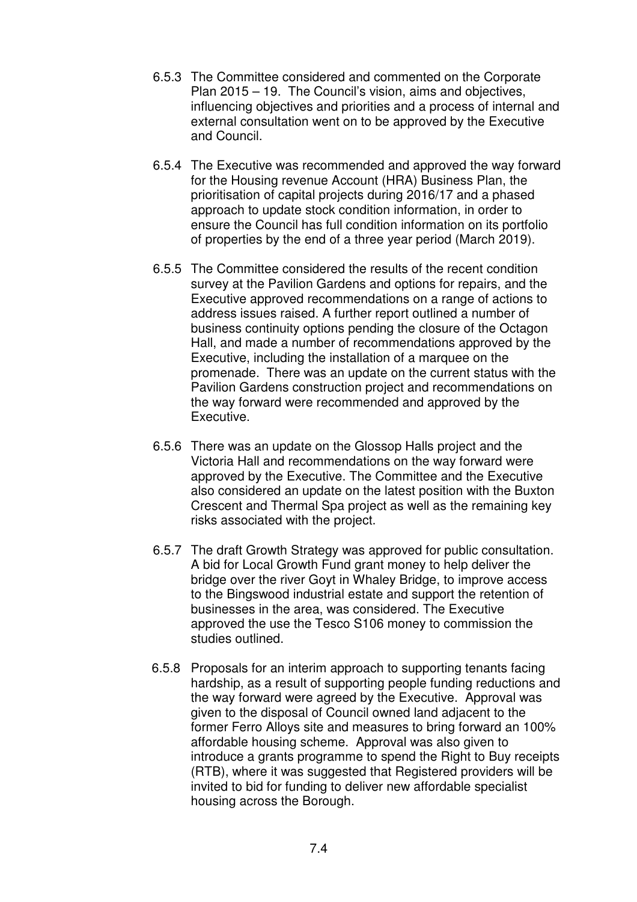6.5.3 The Committee considered and commented on the Corporate Plan 2015 – 19. The Council's vision, aims and objectives, influencing objectives and priorities and a process of internal and external consultation went on to be approved by the Executive and Council.

6.5.4 The Executive was recommended and approved the way forward for the Housing revenue Account (HRA) Business Plan, the prioritisation of capital projects during 2016/17 and a phased approach to update stock condition information, in order to ensure the Council has full condition information on its portfolio of properties by the end of a three year period (March 2019).

6.5.5 The Committee considered the results of the recent condition survey at the Pavilion Gardens and options for repairs, and the Executive approved recommendations on a range of actions to address issues raised. A further report outlined a number of business continuity options pending the closure of the Octagon Hall, and made a number of recommendations approved by the Executive, including the installation of a marquee on the promenade. There was an update on the current status with the Pavilion Gardens construction project and recommendations on the way forward were recommended and approved by the Executive.

6.5.6 There was an update on the Glossop Halls project and the Victoria Hall and recommendations on the way forward were approved by the Executive. The Committee and the Executive also considered an update on the latest position with the Buxton Crescent and Thermal Spa project as well as the remaining key risks associated with the project.

6.5.7 The draft Growth Strategy was approved for public consultation. A bid for Local Growth Fund grant money to help deliver the bridge over the river Goyt in Whaley Bridge, to improve access to the Bingswood industrial estate and support the retention of businesses in the area, was considered. The Executive approved the use the Tesco S106 money to commission the studies outlined.

6.5.8 Proposals for an interim approach to supporting tenants facing hardship, as a result of supporting people funding reductions and the way forward were agreed by the Executive. Approval was given to the disposal of Council owned land adjacent to the former Ferro Alloys site and measures to bring forward an 100% affordable housing scheme. Approval was also given to introduce a grants programme to spend the Right to Buy receipts (RTB), where it was suggested that Registered providers will be invited to bid for funding to deliver new affordable specialist housing across the Borough.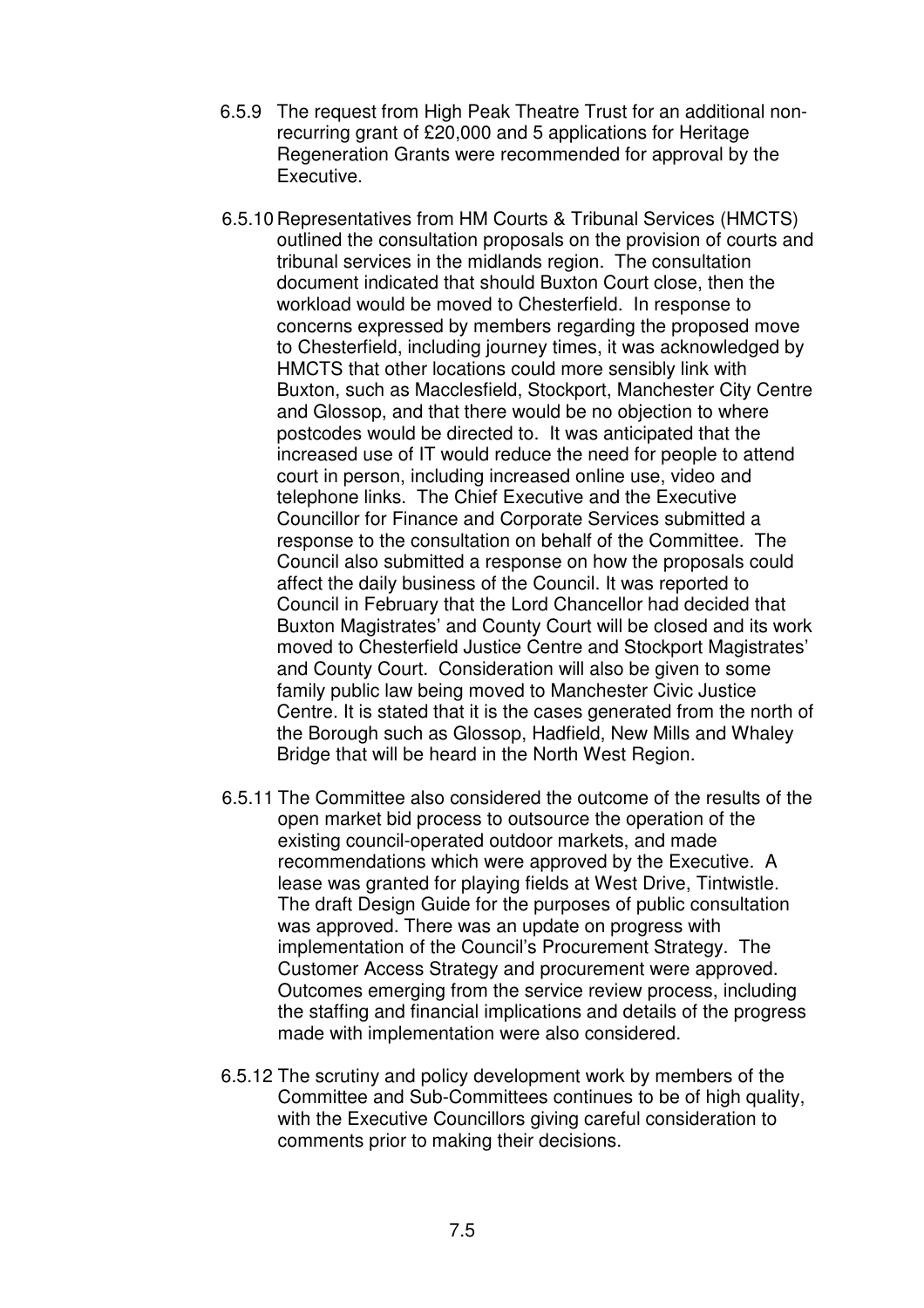6.5.9 The request from High Peak Theatre Trust for an additional non-recurring grant of £20,000 and 5 applications for Heritage Regeneration Grants were recommended for approval by the Executive.

6.5.10 Representatives from HM Courts & Tribunal Services (HMCTS) outlined the consultation proposals on the provision of courts and tribunal services in the midlands region. The consultation document indicated that should Buxton Court close, then the workload would be moved to Chesterfield. In response to concerns expressed by members regarding the proposed move to Chesterfield, including journey times, it was acknowledged by HMCTS that other locations could more sensibly link with Buxton, such as Macclesfield, Stockport, Manchester City Centre and Glossop, and that there would be no objection to where postcodes would be directed to. It was anticipated that the increased use of IT would reduce the need for people to attend court in person, including increased online use, video and telephone links. The Chief Executive and the Executive Councillor for Finance and Corporate Services submitted a response to the consultation on behalf of the Committee. The Council also submitted a response on how the proposals could affect the daily business of the Council. It was reported to Council in February that the Lord Chancellor had decided that Buxton Magistrates' and County Court will be closed and its work moved to Chesterfield Justice Centre and Stockport Magistrates' and County Court. Consideration will also be given to some family public law being moved to Manchester Civic Justice Centre. It is stated that it is the cases generated from the north of the Borough such as Glossop, Hadfield, New Mills and Whaley Bridge that will be heard in the North West Region.

6.5.11 The Committee also considered the outcome of the results of the open market bid process to outsource the operation of the existing council-operated outdoor markets, and made recommendations which were approved by the Executive. A lease was granted for playing fields at West Drive, Tintwistle. The draft Design Guide for the purposes of public consultation was approved. There was an update on progress with implementation of the Council's Procurement Strategy. The Customer Access Strategy and procurement were approved. Outcomes emerging from the service review process, including the staffing and financial implications and details of the progress made with implementation were also considered.

6.5.12 The scrutiny and policy development work by members of the Committee and Sub-Committees continues to be of high quality, with the Executive Councillors giving careful consideration to comments prior to making their decisions.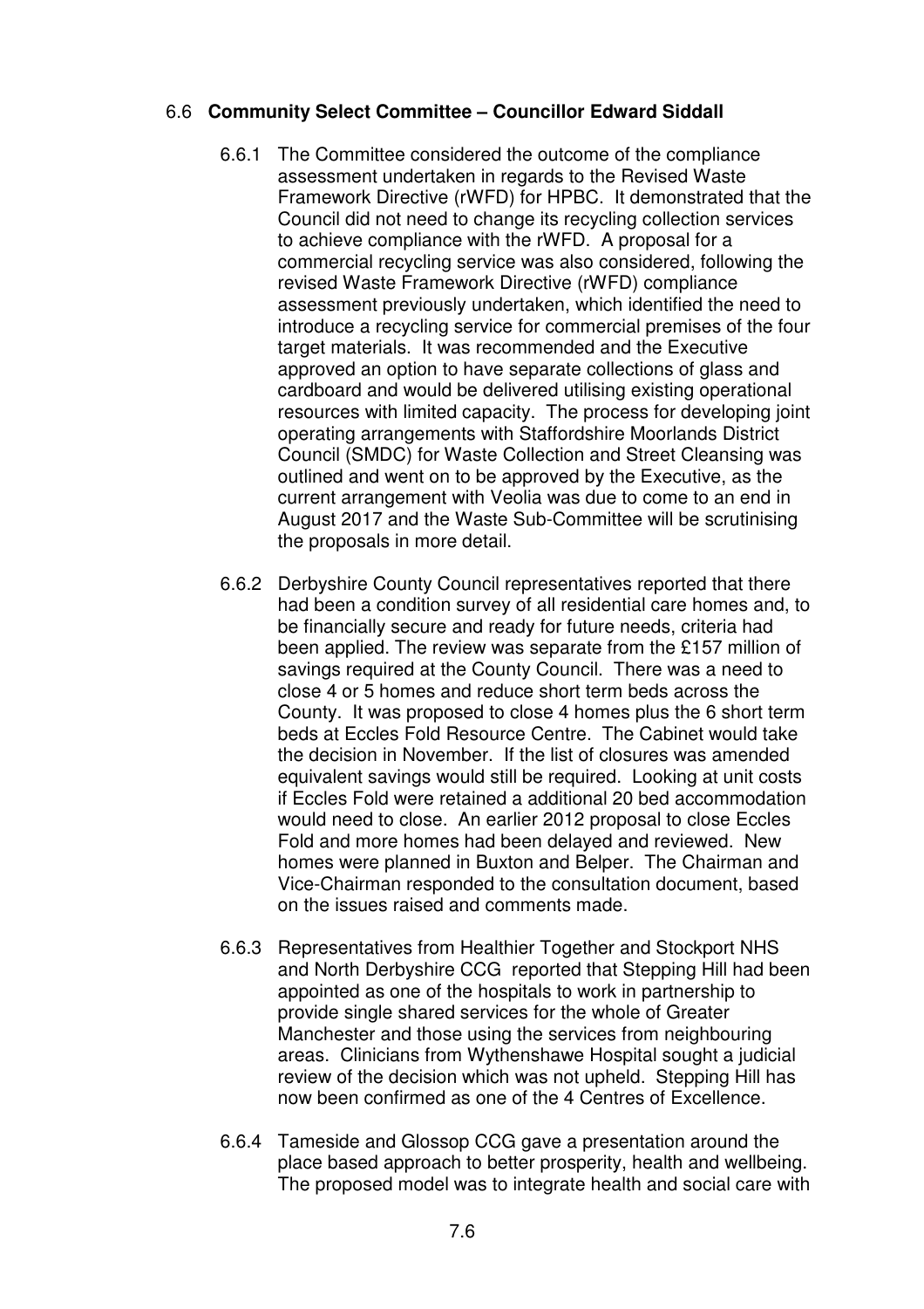### 6.6 **Community Select Committee – Councillor Edward Siddall**

6.6.1 The Committee considered the outcome of the compliance assessment undertaken in regards to the Revised Waste Framework Directive (rWFD) for HPBC. It demonstrated that the Council did not need to change its recycling collection services to achieve compliance with the rWFD. A proposal for a commercial recycling service was also considered, following the revised Waste Framework Directive (rWFD) compliance assessment previously undertaken, which identified the need to introduce a recycling service for commercial premises of the four target materials. It was recommended and the Executive approved an option to have separate collections of glass and cardboard and would be delivered utilising existing operational resources with limited capacity. The process for developing joint operating arrangements with Staffordshire Moorlands District Council (SMDC) for Waste Collection and Street Cleansing was outlined and went on to be approved by the Executive, as the current arrangement with Veolia was due to come to an end in August 2017 and the Waste Sub-Committee will be scrutinising the proposals in more detail.

6.6.2 Derbyshire County Council representatives reported that there had been a condition survey of all residential care homes and, to be financially secure and ready for future needs, criteria had been applied. The review was separate from the £157 million of savings required at the County Council. There was a need to close 4 or 5 homes and reduce short term beds across the County. It was proposed to close 4 homes plus the 6 short term beds at Eccles Fold Resource Centre. The Cabinet would take the decision in November. If the list of closures was amended equivalent savings would still be required. Looking at unit costs if Eccles Fold were retained a additional 20 bed accommodation would need to close. An earlier 2012 proposal to close Eccles Fold and more homes had been delayed and reviewed. New homes were planned in Buxton and Belper. The Chairman and Vice-Chairman responded to the consultation document, based on the issues raised and comments made.

6.6.3 Representatives from Healthier Together and Stockport NHS and North Derbyshire CCG reported that Stepping Hill had been appointed as one of the hospitals to work in partnership to provide single shared services for the whole of Greater Manchester and those using the services from neighbouring areas. Clinicians from Wythenshawe Hospital sought a judicial review of the decision which was not upheld. Stepping Hill has now been confirmed as one of the 4 Centres of Excellence.

6.6.4 Tameside and Glossop CCG gave a presentation around the place based approach to better prosperity, health and wellbeing. The proposed model was to integrate health and social care with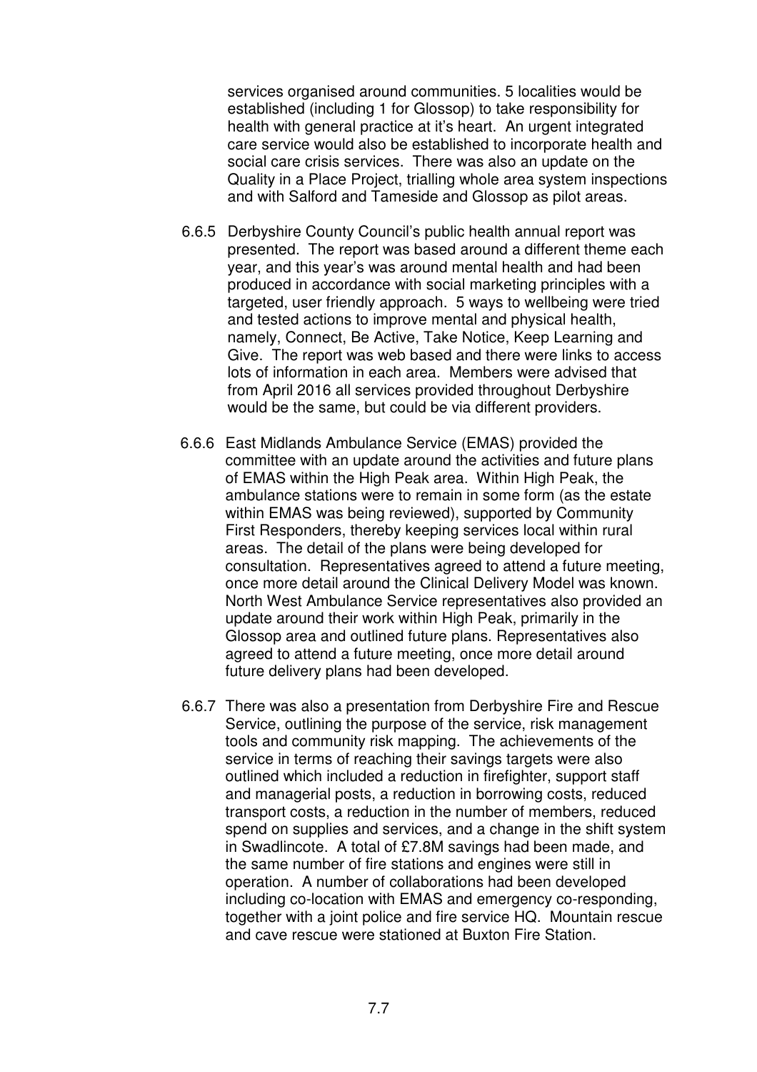services organised around communities. 5 localities would be established (including 1 for Glossop) to take responsibility for health with general practice at it's heart. An urgent integrated care service would also be established to incorporate health and social care crisis services. There was also an update on the Quality in a Place Project, trialling whole area system inspections and with Salford and Tameside and Glossop as pilot areas.

6.6.5 Derbyshire County Council's public health annual report was presented. The report was based around a different theme each year, and this year's was around mental health and had been produced in accordance with social marketing principles with a targeted, user friendly approach. 5 ways to wellbeing were tried and tested actions to improve mental and physical health, namely, Connect, Be Active, Take Notice, Keep Learning and Give. The report was web based and there were links to access lots of information in each area. Members were advised that from April 2016 all services provided throughout Derbyshire would be the same, but could be via different providers.

6.6.6 East Midlands Ambulance Service (EMAS) provided the committee with an update around the activities and future plans of EMAS within the High Peak area. Within High Peak, the ambulance stations were to remain in some form (as the estate within EMAS was being reviewed), supported by Community First Responders, thereby keeping services local within rural areas. The detail of the plans were being developed for consultation. Representatives agreed to attend a future meeting, once more detail around the Clinical Delivery Model was known. North West Ambulance Service representatives also provided an update around their work within High Peak, primarily in the Glossop area and outlined future plans. Representatives also agreed to attend a future meeting, once more detail around future delivery plans had been developed.

6.6.7 There was also a presentation from Derbyshire Fire and Rescue Service, outlining the purpose of the service, risk management tools and community risk mapping. The achievements of the service in terms of reaching their savings targets were also outlined which included a reduction in firefighter, support staff and managerial posts, a reduction in borrowing costs, reduced transport costs, a reduction in the number of members, reduced spend on supplies and services, and a change in the shift system in Swadlincote. A total of £7.8M savings had been made, and the same number of fire stations and engines were still in operation. A number of collaborations had been developed including co-location with EMAS and emergency co-responding, together with a joint police and fire service HQ. Mountain rescue and cave rescue were stationed at Buxton Fire Station.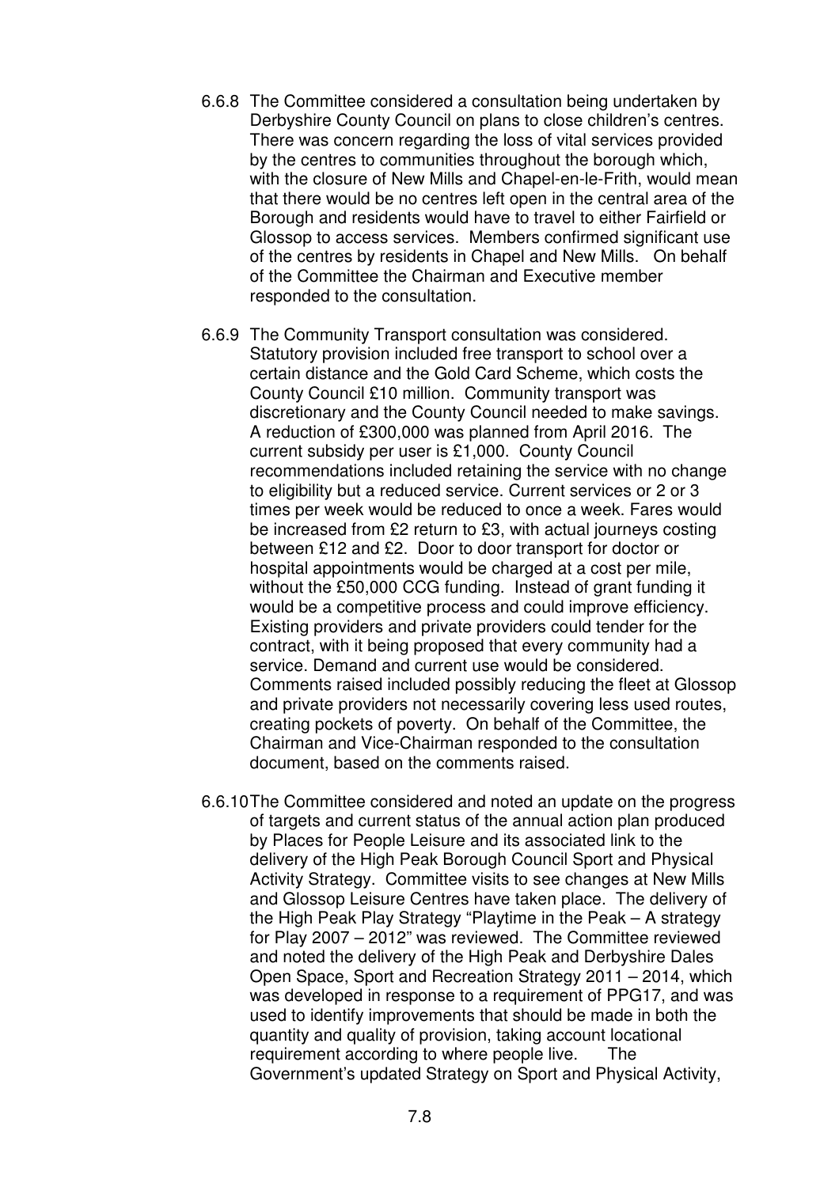6.6.8 The Committee considered a consultation being undertaken by Derbyshire County Council on plans to close children's centres. There was concern regarding the loss of vital services provided by the centres to communities throughout the borough which, with the closure of New Mills and Chapel-en-le-Frith, would mean that there would be no centres left open in the central area of the Borough and residents would have to travel to either Fairfield or Glossop to access services. Members confirmed significant use of the centres by residents in Chapel and New Mills. On behalf of the Committee the Chairman and Executive member responded to the consultation.

6.6.9 The Community Transport consultation was considered. Statutory provision included free transport to school over a certain distance and the Gold Card Scheme, which costs the County Council £10 million. Community transport was discretionary and the County Council needed to make savings. A reduction of £300,000 was planned from April 2016. The current subsidy per user is £1,000. County Council recommendations included retaining the service with no change to eligibility but a reduced service. Current services or 2 or 3 times per week would be reduced to once a week. Fares would be increased from £2 return to £3, with actual journeys costing between £12 and £2. Door to door transport for doctor or hospital appointments would be charged at a cost per mile, without the £50,000 CCG funding. Instead of grant funding it would be a competitive process and could improve efficiency. Existing providers and private providers could tender for the contract, with it being proposed that every community had a service. Demand and current use would be considered. Comments raised included possibly reducing the fleet at Glossop and private providers not necessarily covering less used routes, creating pockets of poverty. On behalf of the Committee, the Chairman and Vice-Chairman responded to the consultation document, based on the comments raised.

6.6.10 The Committee considered and noted an update on the progress of targets and current status of the annual action plan produced by Places for People Leisure and its associated link to the delivery of the High Peak Borough Council Sport and Physical Activity Strategy. Committee visits to see changes at New Mills and Glossop Leisure Centres have taken place. The delivery of the High Peak Play Strategy "Playtime in the Peak – A strategy for Play 2007 – 2012" was reviewed. The Committee reviewed and noted the delivery of the High Peak and Derbyshire Dales Open Space, Sport and Recreation Strategy 2011 – 2014, which was developed in response to a requirement of PPG17, and was used to identify improvements that should be made in both the quantity and quality of provision, taking account locational requirement according to where people live. The Government's updated Strategy on Sport and Physical Activity,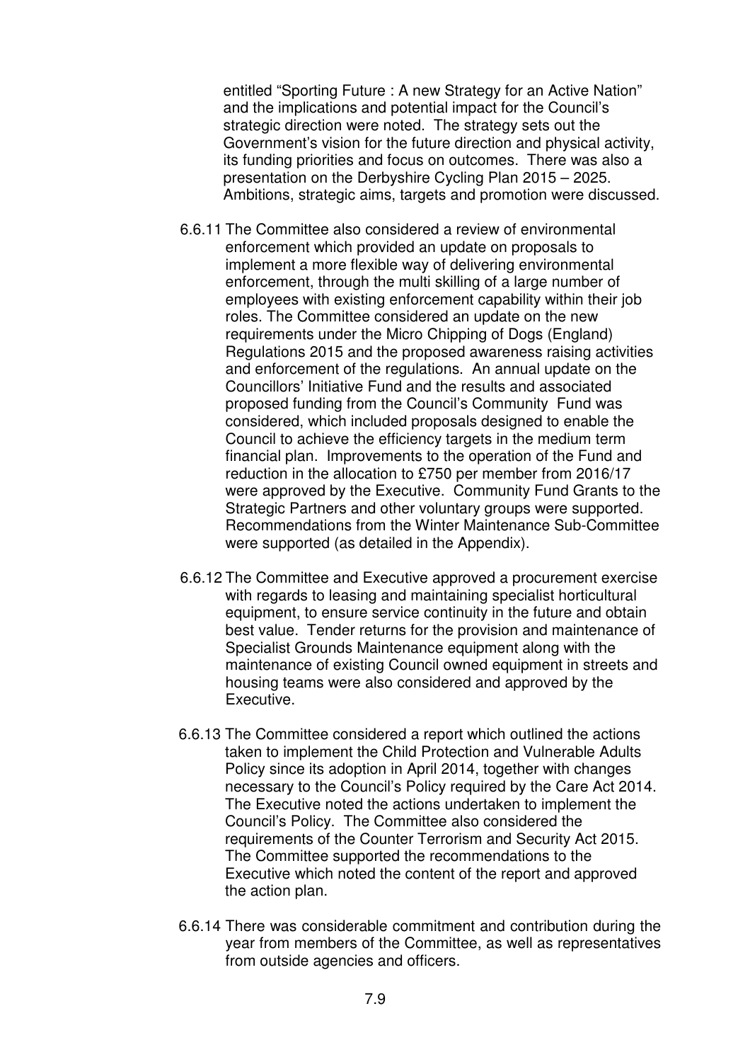entitled "Sporting Future : A new Strategy for an Active Nation" and the implications and potential impact for the Council's strategic direction were noted. The strategy sets out the Government's vision for the future direction and physical activity, its funding priorities and focus on outcomes. There was also a presentation on the Derbyshire Cycling Plan 2015 – 2025. Ambitions, strategic aims, targets and promotion were discussed.

6.6.11 The Committee also considered a review of environmental enforcement which provided an update on proposals to implement a more flexible way of delivering environmental enforcement, through the multi skilling of a large number of employees with existing enforcement capability within their job roles. The Committee considered an update on the new requirements under the Micro Chipping of Dogs (England) Regulations 2015 and the proposed awareness raising activities and enforcement of the regulations. An annual update on the Councillors' Initiative Fund and the results and associated proposed funding from the Council's Community Fund was considered, which included proposals designed to enable the Council to achieve the efficiency targets in the medium term financial plan. Improvements to the operation of the Fund and reduction in the allocation to £750 per member from 2016/17 were approved by the Executive. Community Fund Grants to the Strategic Partners and other voluntary groups were supported. Recommendations from the Winter Maintenance Sub-Committee were supported (as detailed in the Appendix).

6.6.12 The Committee and Executive approved a procurement exercise with regards to leasing and maintaining specialist horticultural equipment, to ensure service continuity in the future and obtain best value. Tender returns for the provision and maintenance of Specialist Grounds Maintenance equipment along with the maintenance of existing Council owned equipment in streets and housing teams were also considered and approved by the Executive.

6.6.13 The Committee considered a report which outlined the actions taken to implement the Child Protection and Vulnerable Adults Policy since its adoption in April 2014, together with changes necessary to the Council's Policy required by the Care Act 2014. The Executive noted the actions undertaken to implement the Council's Policy. The Committee also considered the requirements of the Counter Terrorism and Security Act 2015. The Committee supported the recommendations to the Executive which noted the content of the report and approved the action plan.

6.6.14 There was considerable commitment and contribution during the year from members of the Committee, as well as representatives from outside agencies and officers.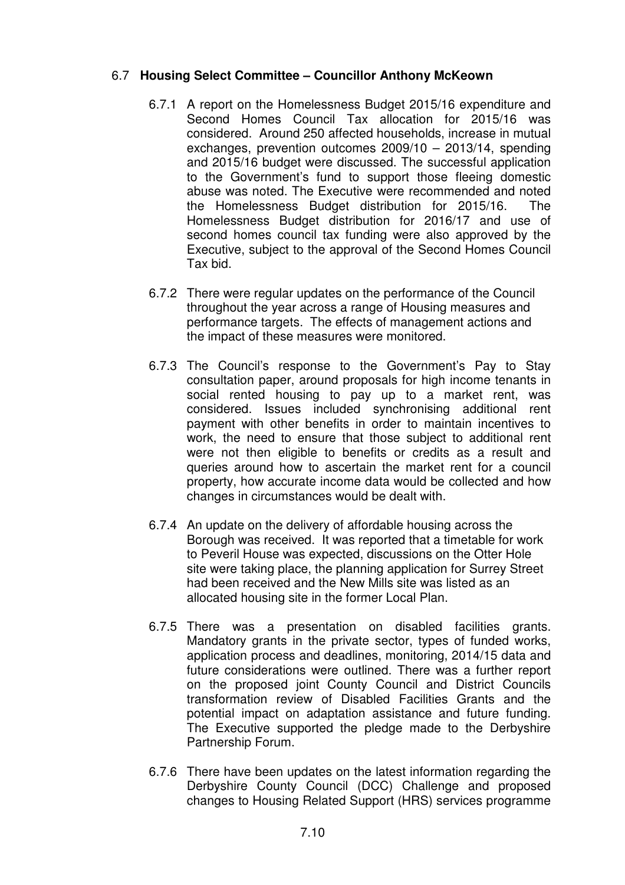### 6.7 **Housing Select Committee – Councillor Anthony McKeown**

6.7.1 A report on the Homelessness Budget 2015/16 expenditure and Second Homes Council Tax allocation for 2015/16 was considered. Around 250 affected households, increase in mutual exchanges, prevention outcomes 2009/10 – 2013/14, spending and 2015/16 budget were discussed. The successful application to the Government's fund to support those fleeing domestic abuse was noted. The Executive were recommended and noted the Homelessness Budget distribution for 2015/16. The Homelessness Budget distribution for 2016/17 and use of second homes council tax funding were also approved by the Executive, subject to the approval of the Second Homes Council Tax bid.

6.7.2 There were regular updates on the performance of the Council throughout the year across a range of Housing measures and performance targets. The effects of management actions and the impact of these measures were monitored.

6.7.3 The Council's response to the Government's Pay to Stay consultation paper, around proposals for high income tenants in social rented housing to pay up to a market rent, was considered. Issues included synchronising additional rent payment with other benefits in order to maintain incentives to work, the need to ensure that those subject to additional rent were not then eligible to benefits or credits as a result and queries around how to ascertain the market rent for a council property, how accurate income data would be collected and how changes in circumstances would be dealt with.

6.7.4 An update on the delivery of affordable housing across the Borough was received. It was reported that a timetable for work to Peveril House was expected, discussions on the Otter Hole site were taking place, the planning application for Surrey Street had been received and the New Mills site was listed as an allocated housing site in the former Local Plan.

6.7.5 There was a presentation on disabled facilities grants. Mandatory grants in the private sector, types of funded works, application process and deadlines, monitoring, 2014/15 data and future considerations were outlined. There was a further report on the proposed joint County Council and District Councils transformation review of Disabled Facilities Grants and the potential impact on adaptation assistance and future funding. The Executive supported the pledge made to the Derbyshire Partnership Forum.

6.7.6 There have been updates on the latest information regarding the Derbyshire County Council (DCC) Challenge and proposed changes to Housing Related Support (HRS) services programme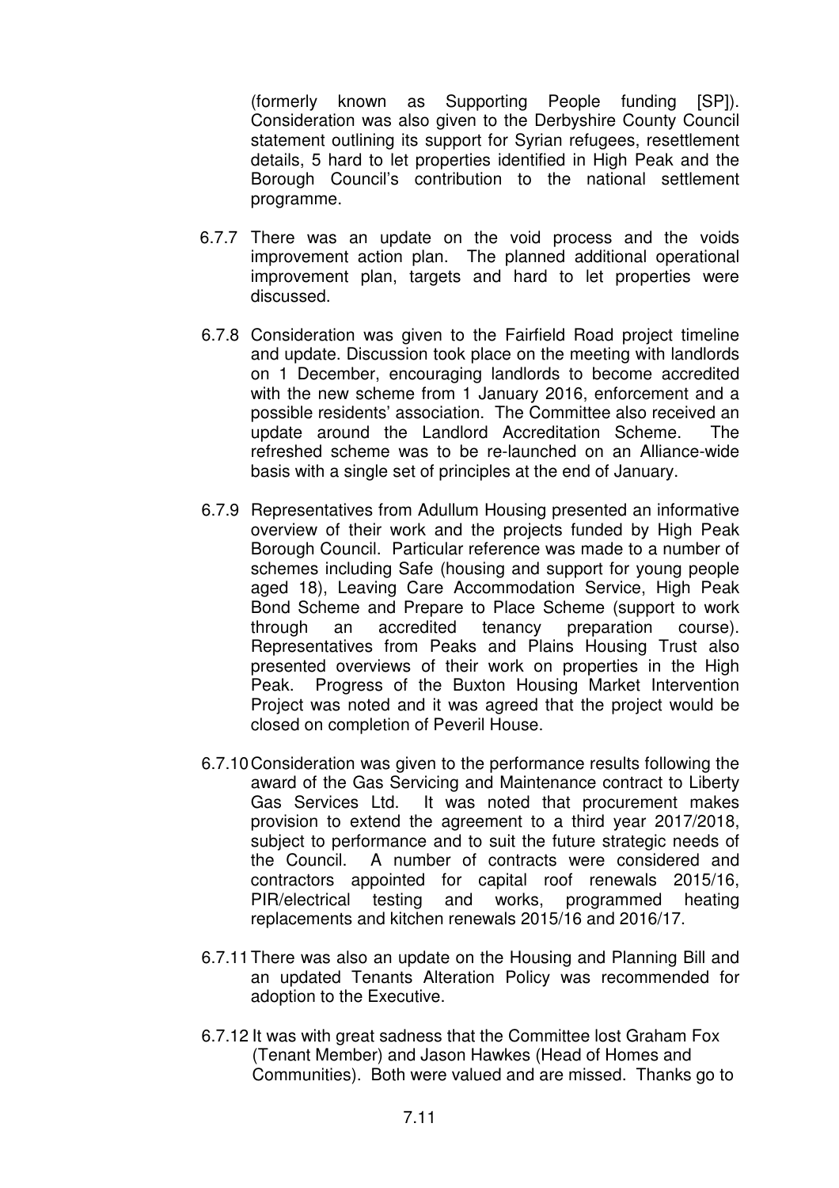(formerly known as Supporting People funding [SP]). Consideration was also given to the Derbyshire County Council statement outlining its support for Syrian refugees, resettlement details, 5 hard to let properties identified in High Peak and the Borough Council's contribution to the national settlement programme.

6.7.7 There was an update on the void process and the voids improvement action plan. The planned additional operational improvement plan, targets and hard to let properties were discussed.

6.7.8 Consideration was given to the Fairfield Road project timeline and update. Discussion took place on the meeting with landlords on 1 December, encouraging landlords to become accredited with the new scheme from 1 January 2016, enforcement and a possible residents' association. The Committee also received an update around the Landlord Accreditation Scheme. The refreshed scheme was to be re-launched on an Alliance-wide basis with a single set of principles at the end of January.

6.7.9 Representatives from Adullum Housing presented an informative overview of their work and the projects funded by High Peak Borough Council. Particular reference was made to a number of schemes including Safe (housing and support for young people aged 18), Leaving Care Accommodation Service, High Peak Bond Scheme and Prepare to Place Scheme (support to work through an accredited tenancy preparation course). Representatives from Peaks and Plains Housing Trust also presented overviews of their work on properties in the High Peak. Progress of the Buxton Housing Market Intervention Project was noted and it was agreed that the project would be closed on completion of Peveril House.

6.7.10 Consideration was given to the performance results following the award of the Gas Servicing and Maintenance contract to Liberty Gas Services Ltd. It was noted that procurement makes provision to extend the agreement to a third year 2017/2018, subject to performance and to suit the future strategic needs of the Council. A number of contracts were considered and contractors appointed for capital roof renewals 2015/16, PIR/electrical testing and works, programmed heating replacements and kitchen renewals 2015/16 and 2016/17.

6.7.11 There was also an update on the Housing and Planning Bill and an updated Tenants Alteration Policy was recommended for adoption to the Executive.

6.7.12 It was with great sadness that the Committee lost Graham Fox (Tenant Member) and Jason Hawkes (Head of Homes and Communities). Both were valued and are missed. Thanks go to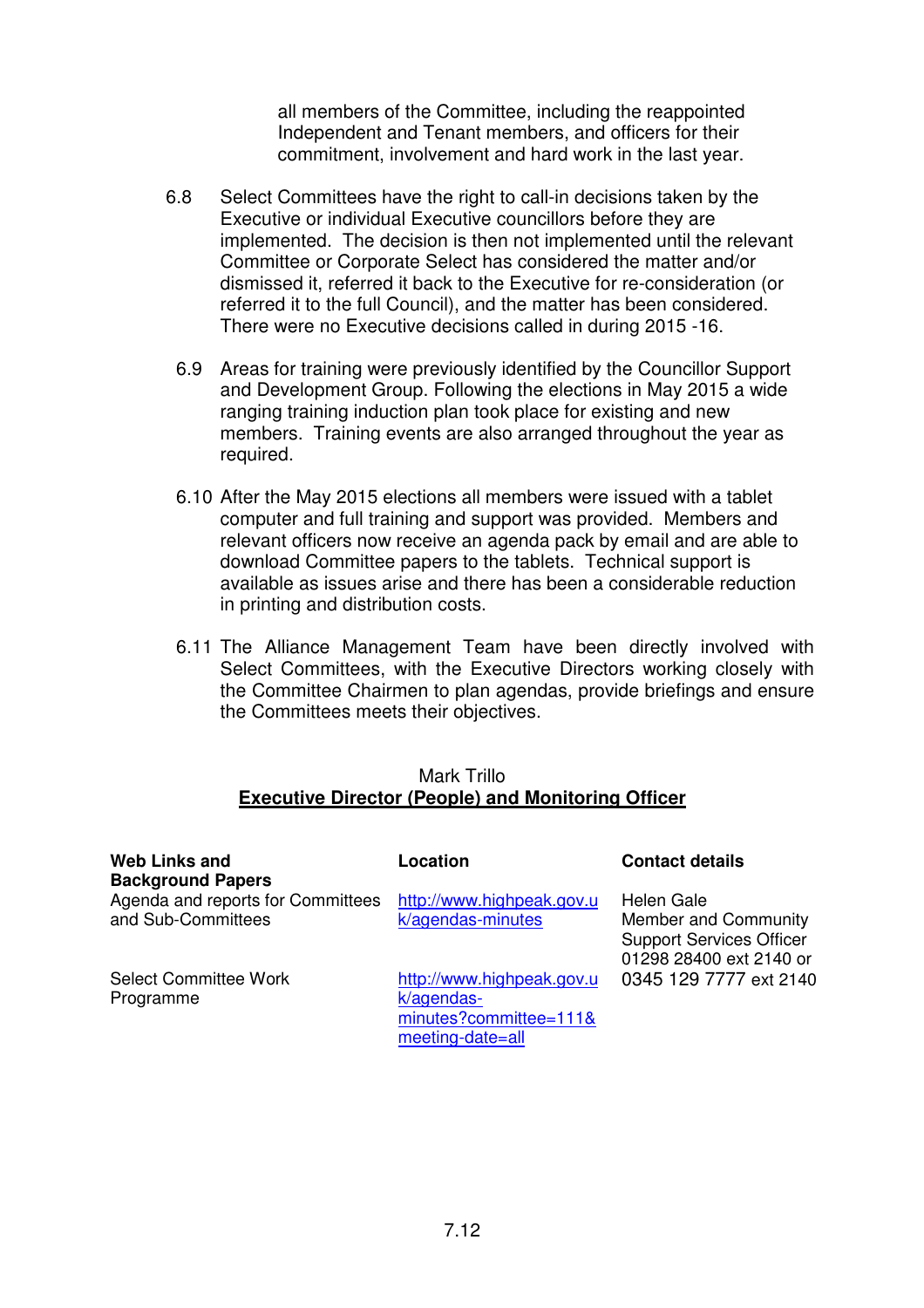all members of the Committee, including the reappointed Independent and Tenant members, and officers for their commitment, involvement and hard work in the last year.

6.8 Select Committees have the right to call-in decisions taken by the Executive or individual Executive councillors before they are implemented. The decision is then not implemented until the relevant Committee or Corporate Select has considered the matter and/or dismissed it, referred it back to the Executive for re-consideration (or referred it to the full Council), and the matter has been considered. There were no Executive decisions called in during 2015 -16.

6.9 Areas for training were previously identified by the Councillor Support and Development Group. Following the elections in May 2015 a wide ranging training induction plan took place for existing and new members. Training events are also arranged throughout the year as required.

6.10 After the May 2015 elections all members were issued with a tablet computer and full training and support was provided. Members and relevant officers now receive an agenda pack by email and are able to download Committee papers to the tablets. Technical support is available as issues arise and there has been a considerable reduction in printing and distribution costs.

6.11 The Alliance Management Team have been directly involved with Select Committees, with the Executive Directors working closely with the Committee Chairmen to plan agendas, provide briefings and ensure the Committees meets their objectives.

Mark Trillo

**Executive Director (People) and Monitoring Officer**

| **Web Links and Background Papers** | **Location** | **Contact details** |
|---|---|---|
| Agenda and reports for Committees and Sub-Committees | http://www.highpeak.gov.uk/agendas-minutes | Helen Gale<br>Member and Community Support Services Officer<br>01298 28400 ext 2140 or 0345 129 7777 ext 2140 |
| Select Committee Work Programme | http://www.highpeak.gov.uk/agendas-minutes?committee=111&meeting-date=all | |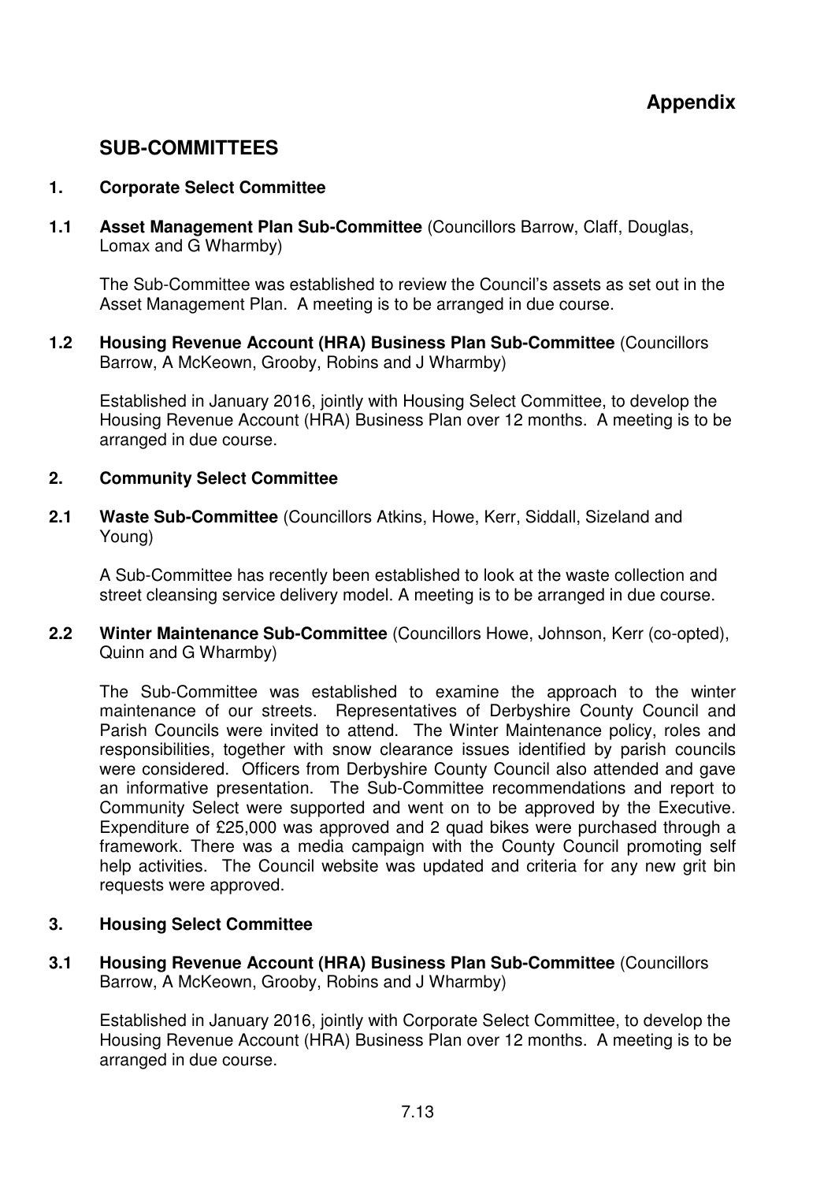**Appendix**

# SUB-COMMITTEES

## 1. Corporate Select Committee

**1.1 Asset Management Plan Sub-Committee** (Councillors Barrow, Claff, Douglas, Lomax and G Wharmby)

The Sub-Committee was established to review the Council's assets as set out in the Asset Management Plan. A meeting is to be arranged in due course.

**1.2 Housing Revenue Account (HRA) Business Plan Sub-Committee** (Councillors Barrow, A McKeown, Grooby, Robins and J Wharmby)

Established in January 2016, jointly with Housing Select Committee, to develop the Housing Revenue Account (HRA) Business Plan over 12 months. A meeting is to be arranged in due course.

## 2. Community Select Committee

**2.1 Waste Sub-Committee** (Councillors Atkins, Howe, Kerr, Siddall, Sizeland and Young)

A Sub-Committee has recently been established to look at the waste collection and street cleansing service delivery model. A meeting is to be arranged in due course.

**2.2 Winter Maintenance Sub-Committee** (Councillors Howe, Johnson, Kerr (co-opted), Quinn and G Wharmby)

The Sub-Committee was established to examine the approach to the winter maintenance of our streets. Representatives of Derbyshire County Council and Parish Councils were invited to attend. The Winter Maintenance policy, roles and responsibilities, together with snow clearance issues identified by parish councils were considered. Officers from Derbyshire County Council also attended and gave an informative presentation. The Sub-Committee recommendations and report to Community Select were supported and went on to be approved by the Executive. Expenditure of £25,000 was approved and 2 quad bikes were purchased through a framework. There was a media campaign with the County Council promoting self help activities. The Council website was updated and criteria for any new grit bin requests were approved.

## 3. Housing Select Committee

**3.1 Housing Revenue Account (HRA) Business Plan Sub-Committee** (Councillors Barrow, A McKeown, Grooby, Robins and J Wharmby)

Established in January 2016, jointly with Corporate Select Committee, to develop the Housing Revenue Account (HRA) Business Plan over 12 months. A meeting is to be arranged in due course.